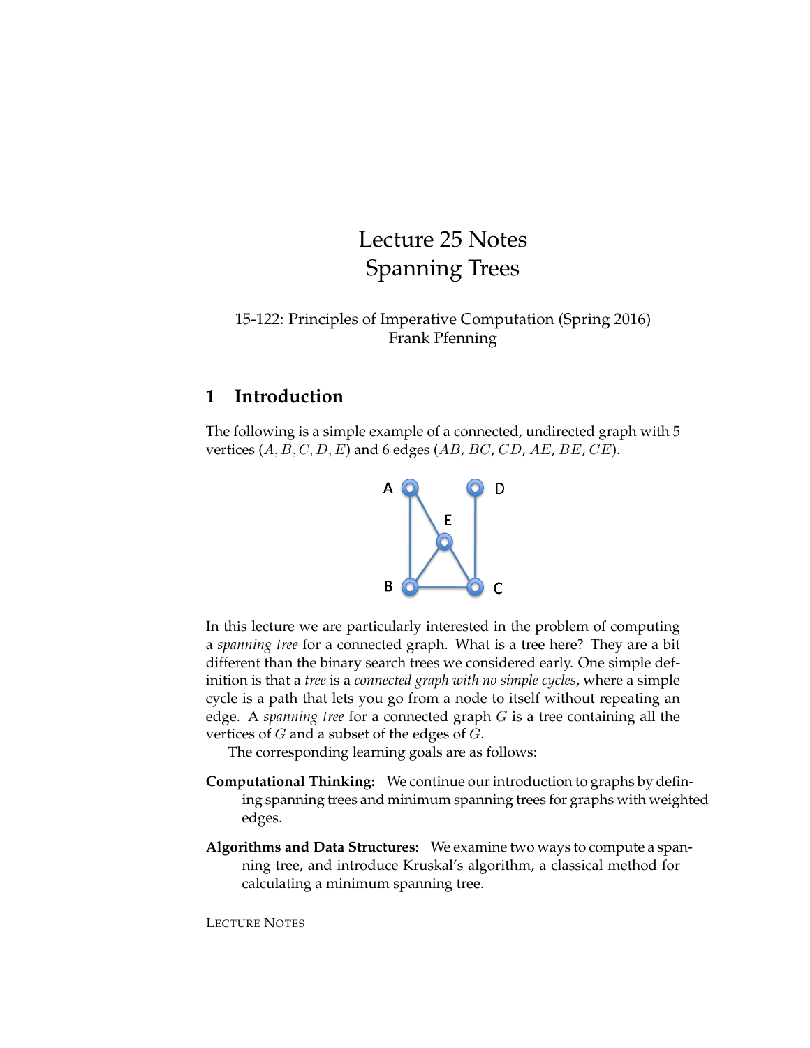# Lecture 25 Notes
# Spanning Trees

15-122: Principles of Imperative Computation (Spring 2016)
Frank Pfenning

## 1 Introduction

The following is a simple example of a connected, undirected graph with 5 vertices ($A, B, C, D, E$) and 6 edges ($AB$, $BC$, $CD$, $AE$, $BE$, $CE$).

In this lecture we are particularly interested in the problem of computing a *spanning tree* for a connected graph. What is a tree here? They are a bit different than the binary search trees we considered early. One simple definition is that a *tree* is a *connected graph with no simple cycles*, where a simple cycle is a path that lets you go from a node to itself without repeating an edge. A *spanning tree* for a connected graph $G$ is a tree containing all the vertices of $G$ and a subset of the edges of $G$.

The corresponding learning goals are as follows:

**Computational Thinking:** We continue our introduction to graphs by defining spanning trees and minimum spanning trees for graphs with weighted edges.

**Algorithms and Data Structures:** We examine two ways to compute a spanning tree, and introduce Kruskal's algorithm, a classical method for calculating a minimum spanning tree.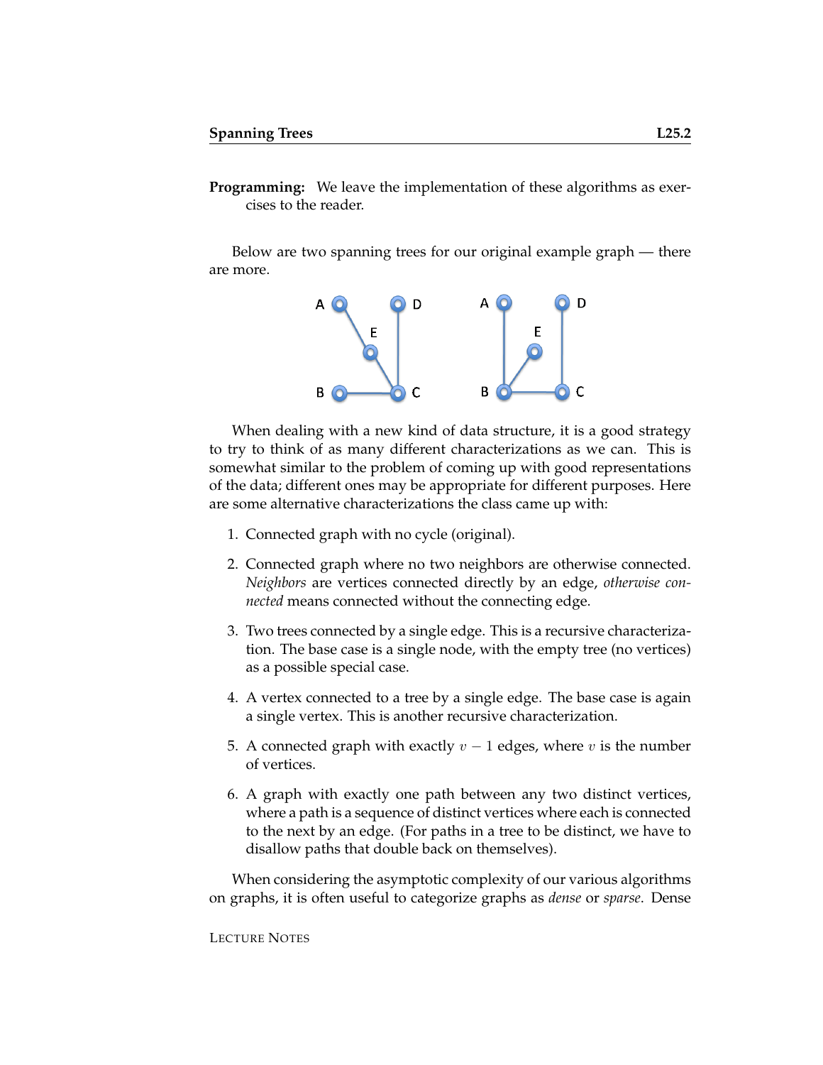**Programming:** We leave the implementation of these algorithms as exercises to the reader.

Below are two spanning trees for our original example graph — there are more.

When dealing with a new kind of data structure, it is a good strategy to try to think of as many different characterizations as we can. This is somewhat similar to the problem of coming up with good representations of the data; different ones may be appropriate for different purposes. Here are some alternative characterizations the class came up with:

1. Connected graph with no cycle (original).
2. Connected graph where no two neighbors are otherwise connected. *Neighbors* are vertices connected directly by an edge, *otherwise connected* means connected without the connecting edge.
3. Two trees connected by a single edge. This is a recursive characterization. The base case is a single node, with the empty tree (no vertices) as a possible special case.
4. A vertex connected to a tree by a single edge. The base case is again a single vertex. This is another recursive characterization.
5. A connected graph with exactly $v - 1$ edges, where $v$ is the number of vertices.
6. A graph with exactly one path between any two distinct vertices, where a path is a sequence of distinct vertices where each is connected to the next by an edge. (For paths in a tree to be distinct, we have to disallow paths that double back on themselves).

When considering the asymptotic complexity of our various algorithms on graphs, it is often useful to categorize graphs as *dense* or *sparse*. Dense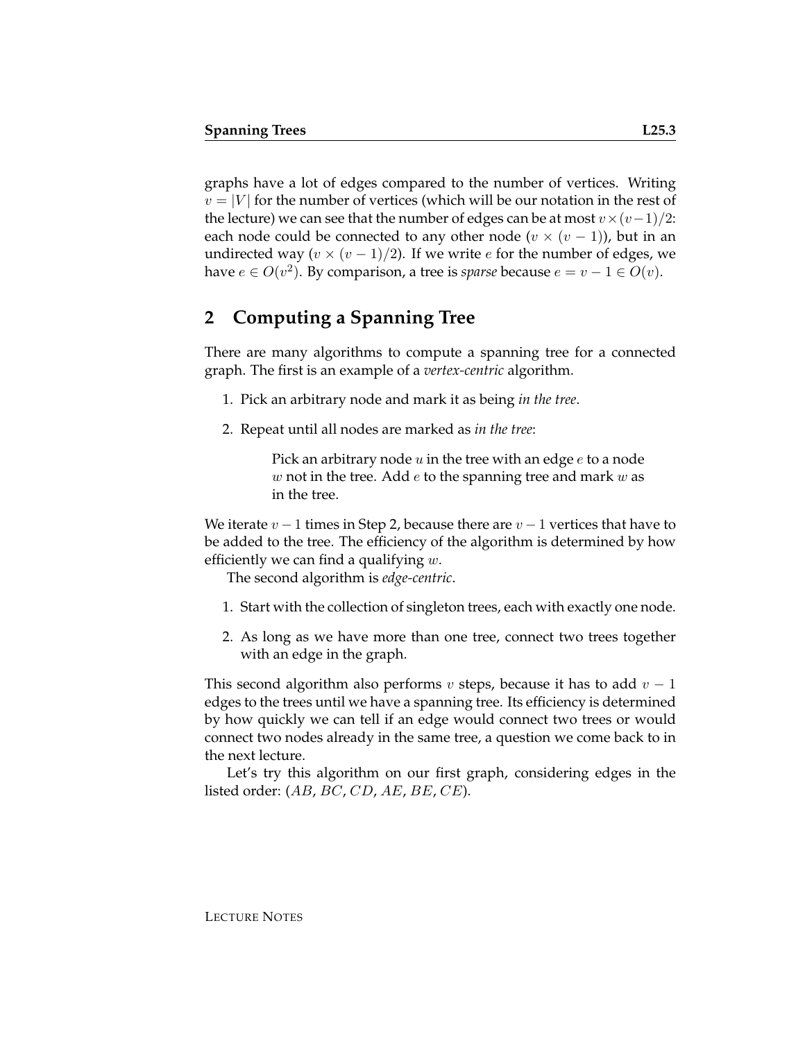graphs have a lot of edges compared to the number of vertices. Writing $v = |V|$ for the number of vertices (which will be our notation in the rest of the lecture) we can see that the number of edges can be at most $v \times (v-1)/2$: each node could be connected to any other node ($v \times (v-1)$), but in an undirected way ($v \times (v-1)/2$). If we write $e$ for the number of edges, we have $e \in O(v^2)$. By comparison, a tree is *sparse* because $e = v - 1 \in O(v)$.

## 2 Computing a Spanning Tree

There are many algorithms to compute a spanning tree for a connected graph. The first is an example of a *vertex-centric* algorithm.

1. Pick an arbitrary node and mark it as being *in the tree*.
2. Repeat until all nodes are marked as *in the tree*:

   Pick an arbitrary node $u$ in the tree with an edge $e$ to a node $w$ not in the tree. Add $e$ to the spanning tree and mark $w$ as in the tree.

We iterate $v - 1$ times in Step 2, because there are $v - 1$ vertices that have to be added to the tree. The efficiency of the algorithm is determined by how efficiently we can find a qualifying $w$.

The second algorithm is *edge-centric*.

1. Start with the collection of singleton trees, each with exactly one node.
2. As long as we have more than one tree, connect two trees together with an edge in the graph.

This second algorithm also performs $v$ steps, because it has to add $v - 1$ edges to the trees until we have a spanning tree. Its efficiency is determined by how quickly we can tell if an edge would connect two trees or would connect two nodes already in the same tree, a question we come back to in the next lecture.

Let's try this algorithm on our first graph, considering edges in the listed order: ($AB$, $BC$, $CD$, $AE$, $BE$, $CE$).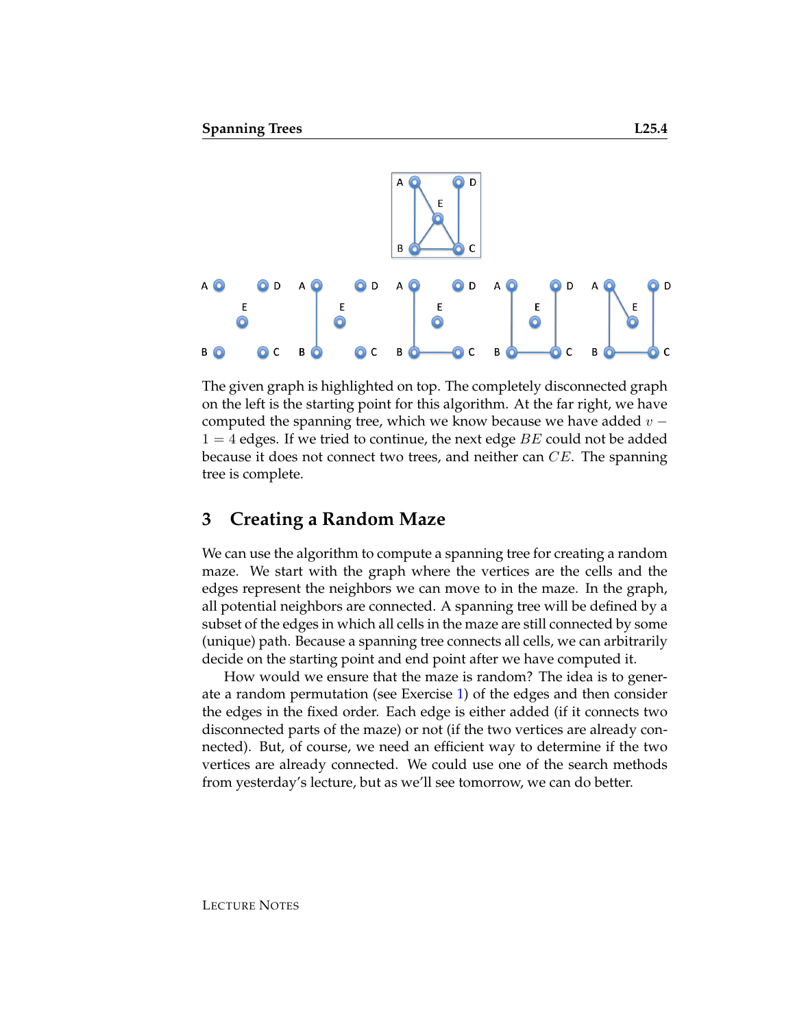The given graph is highlighted on top. The completely disconnected graph on the left is the starting point for this algorithm. At the far right, we have computed the spanning tree, which we know because we have added $v - 1 = 4$ edges. If we tried to continue, the next edge $BE$ could not be added because it does not connect two trees, and neither can $CE$. The spanning tree is complete.

## 3 Creating a Random Maze

We can use the algorithm to compute a spanning tree for creating a random maze. We start with the graph where the vertices are the cells and the edges represent the neighbors we can move to in the maze. In the graph, all potential neighbors are connected. A spanning tree will be defined by a subset of the edges in which all cells in the maze are still connected by some (unique) path. Because a spanning tree connects all cells, we can arbitrarily decide on the starting point and end point after we have computed it.

How would we ensure that the maze is random? The idea is to generate a random permutation (see Exercise 1) of the edges and then consider the edges in the fixed order. Each edge is either added (if it connects two disconnected parts of the maze) or not (if the two vertices are already connected). But, of course, we need an efficient way to determine if the two vertices are already connected. We could use one of the search methods from yesterday's lecture, but as we'll see tomorrow, we can do better.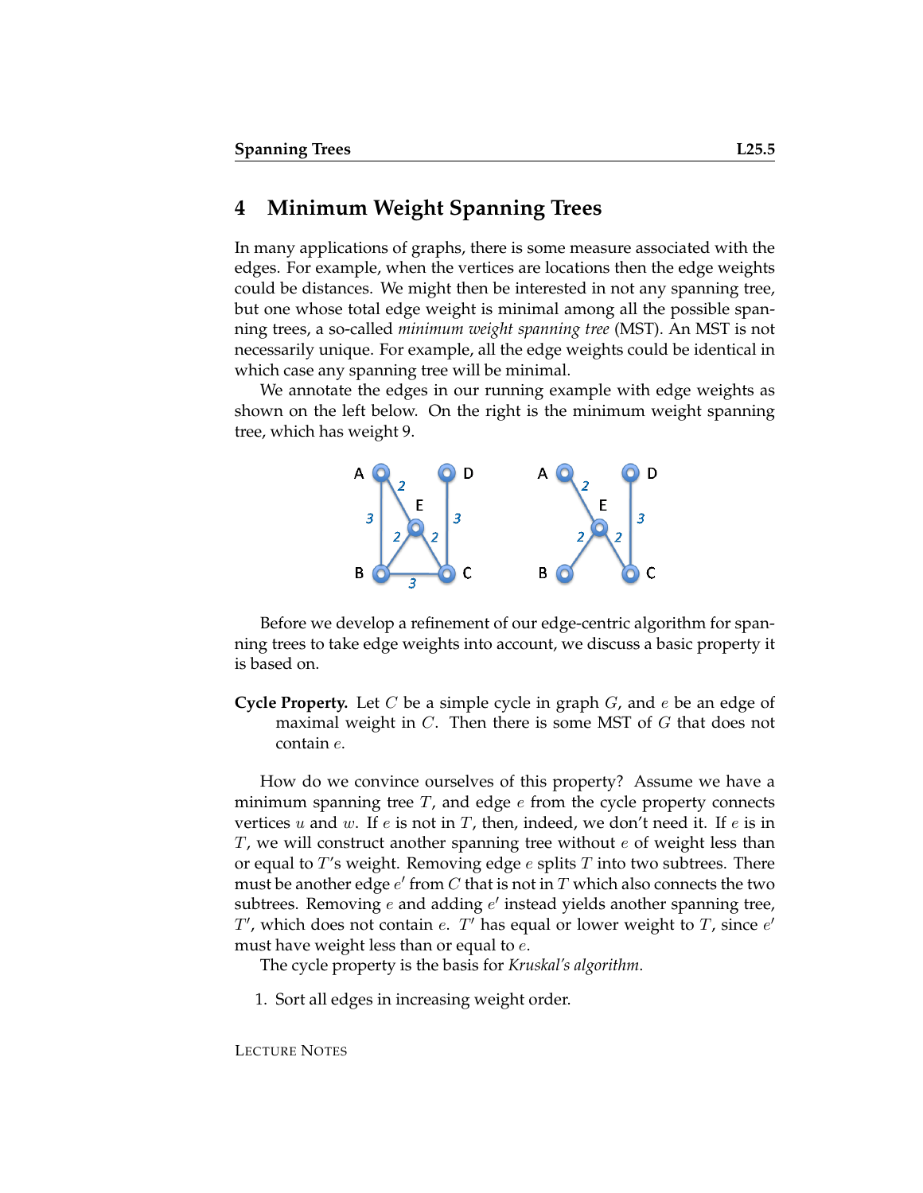## 4 Minimum Weight Spanning Trees

In many applications of graphs, there is some measure associated with the edges. For example, when the vertices are locations then the edge weights could be distances. We might then be interested in not any spanning tree, but one whose total edge weight is minimal among all the possible spanning trees, a so-called *minimum weight spanning tree* (MST). An MST is not necessarily unique. For example, all the edge weights could be identical in which case any spanning tree will be minimal.

We annotate the edges in our running example with edge weights as shown on the left below. On the right is the minimum weight spanning tree, which has weight 9.

Before we develop a refinement of our edge-centric algorithm for spanning trees to take edge weights into account, we discuss a basic property it is based on.

**Cycle Property.** Let $C$ be a simple cycle in graph $G$, and $e$ be an edge of maximal weight in $C$. Then there is some MST of $G$ that does not contain $e$.

How do we convince ourselves of this property? Assume we have a minimum spanning tree $T$, and edge $e$ from the cycle property connects vertices $u$ and $w$. If $e$ is not in $T$, then, indeed, we don't need it. If $e$ is in $T$, we will construct another spanning tree without $e$ of weight less than or equal to $T$'s weight. Removing edge $e$ splits $T$ into two subtrees. There must be another edge $e'$ from $C$ that is not in $T$ which also connects the two subtrees. Removing $e$ and adding $e'$ instead yields another spanning tree, $T'$, which does not contain $e$. $T'$ has equal or lower weight to $T$, since $e'$ must have weight less than or equal to $e$.

The cycle property is the basis for *Kruskal's algorithm*.

1. Sort all edges in increasing weight order.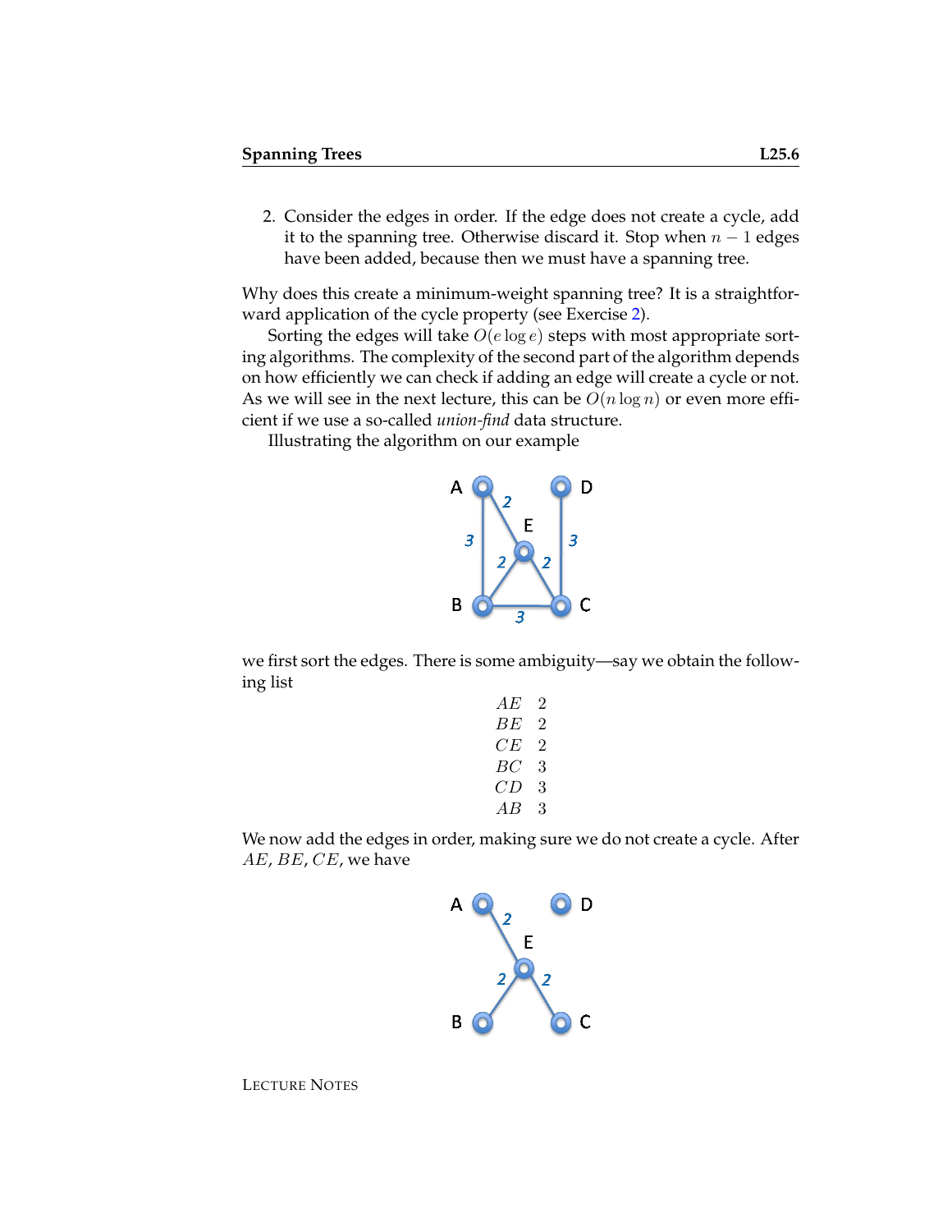2. Consider the edges in order. If the edge does not create a cycle, add it to the spanning tree. Otherwise discard it. Stop when $n - 1$ edges have been added, because then we must have a spanning tree.

Why does this create a minimum-weight spanning tree? It is a straightforward application of the cycle property (see Exercise 2).

Sorting the edges will take $O(e \log e)$ steps with most appropriate sorting algorithms. The complexity of the second part of the algorithm depends on how efficiently we can check if adding an edge will create a cycle or not. As we will see in the next lecture, this can be $O(n \log n)$ or even more efficient if we use a so-called *union-find* data structure.

Illustrating the algorithm on our example

we first sort the edges. There is some ambiguity—say we obtain the following list

| | |
|---|---|
| $AE$ | 2 |
| $BE$ | 2 |
| $CE$ | 2 |
| $BC$ | 3 |
| $CD$ | 3 |
| $AB$ | 3 |

We now add the edges in order, making sure we do not create a cycle. After $AE$, $BE$, $CE$, we have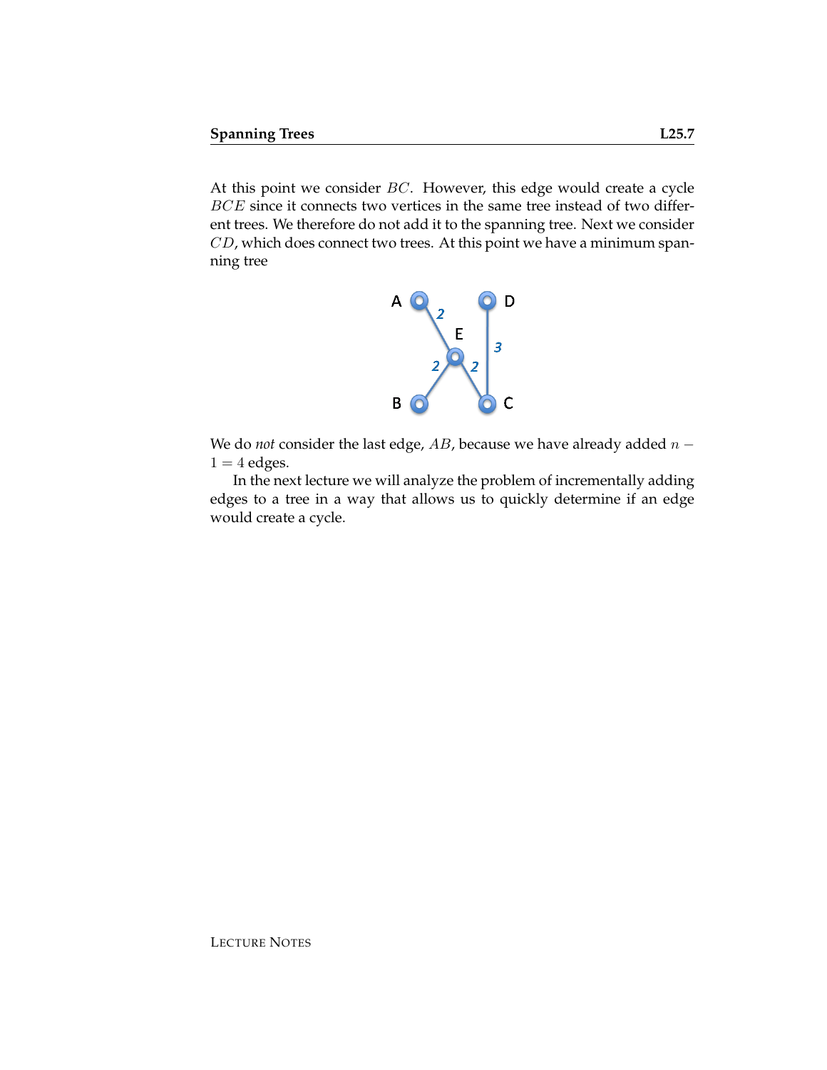At this point we consider $BC$. However, this edge would create a cycle $BCE$ since it connects two vertices in the same tree instead of two different trees. We therefore do not add it to the spanning tree. Next we consider $CD$, which does connect two trees. At this point we have a minimum spanning tree

We do *not* consider the last edge, $AB$, because we have already added $n - 1 = 4$ edges.

In the next lecture we will analyze the problem of incrementally adding edges to a tree in a way that allows us to quickly determine if an edge would create a cycle.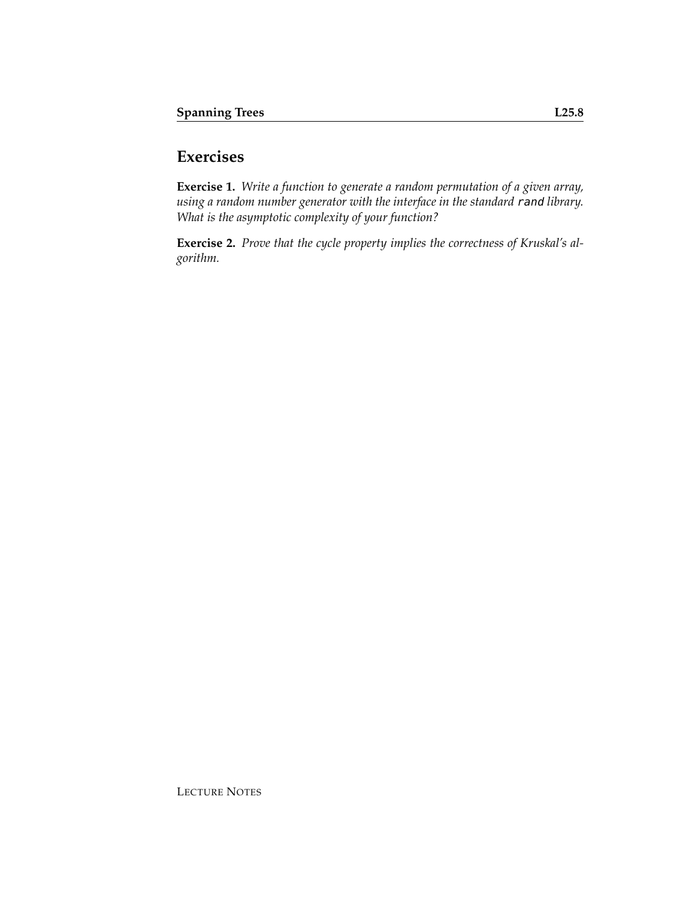## Exercises

**Exercise 1.** *Write a function to generate a random permutation of a given array, using a random number generator with the interface in the standard* `rand` *library. What is the asymptotic complexity of your function?*

**Exercise 2.** *Prove that the cycle property implies the correctness of Kruskal's algorithm.*